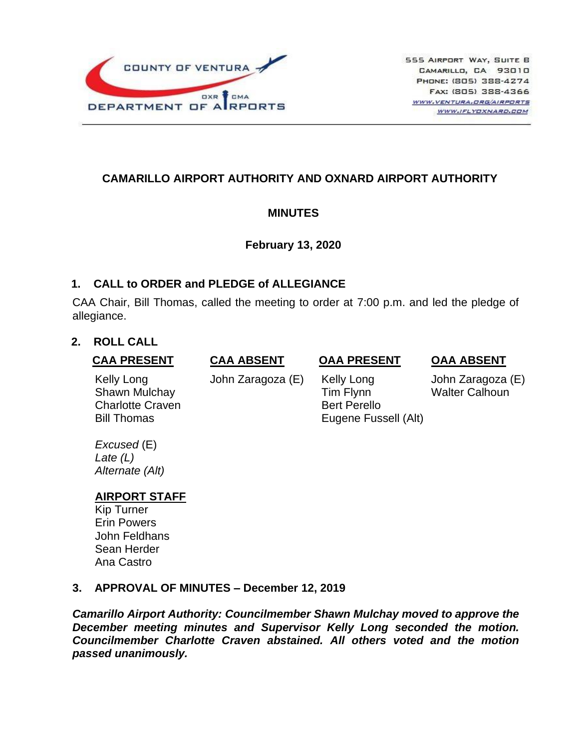COUNTY OF VENTURA
DEPARTMENT OF AIRPORTS
OXR CMA

555 Airport Way, Suite B
Camarillo, CA 93010
Phone: (805) 388-4274
Fax: (805) 388-4366
www.ventura.org/airports
www.iflyoxnard.com

# CAMARILLO AIRPORT AUTHORITY AND OXNARD AIRPORT AUTHORITY

## MINUTES

**February 13, 2020**

### 1. CALL to ORDER and PLEDGE of ALLEGIANCE

CAA Chair, Bill Thomas, called the meeting to order at 7:00 p.m. and led the pledge of allegiance.

### 2. ROLL CALL

| CAA PRESENT | CAA ABSENT | OAA PRESENT | OAA ABSENT |
|---|---|---|---|
| Kelly Long | John Zaragoza (E) | Kelly Long | John Zaragoza (E) |
| Shawn Mulchay | | Tim Flynn | Walter Calhoun |
| Charlotte Craven | | Bert Perello | |
| Bill Thomas | | Eugene Fussell (Alt) | |

*Excused* (E)
*Late (L)*
*Alternate (Alt)*

**AIRPORT STAFF**
Kip Turner
Erin Powers
John Feldhans
Sean Herder
Ana Castro

### 3. APPROVAL OF MINUTES – December 12, 2019

***Camarillo Airport Authority: Councilmember Shawn Mulchay moved to approve the December meeting minutes and Supervisor Kelly Long seconded the motion. Councilmember Charlotte Craven abstained. All others voted and the motion passed unanimously.***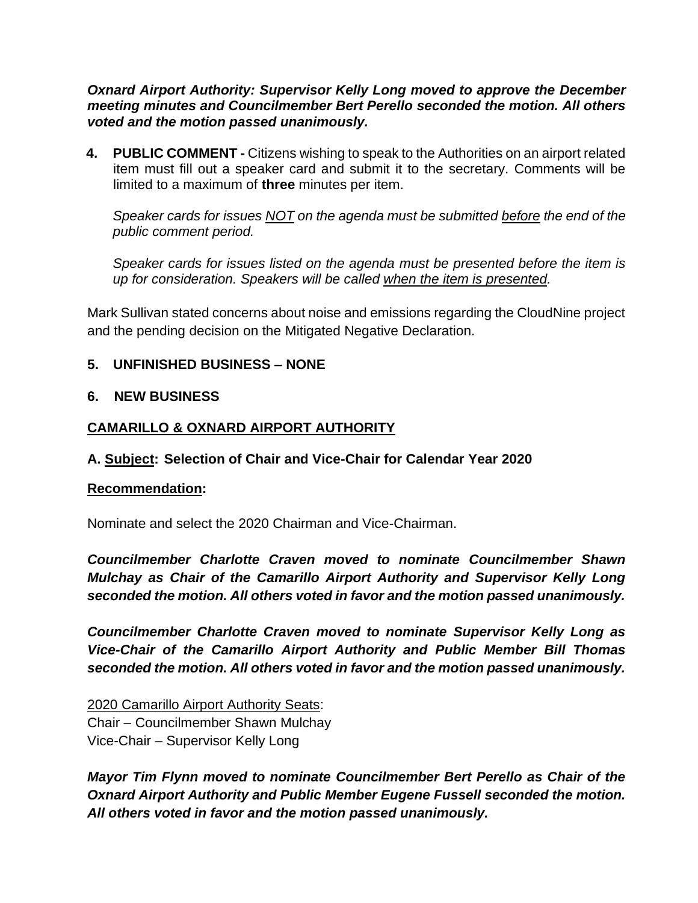***Oxnard Airport Authority: Supervisor Kelly Long moved to approve the December meeting minutes and Councilmember Bert Perello seconded the motion. All others voted and the motion passed unanimously.***

**4. PUBLIC COMMENT -** Citizens wishing to speak to the Authorities on an airport related item must fill out a speaker card and submit it to the secretary. Comments will be limited to a maximum of **three** minutes per item.

*Speaker cards for issues <u>NOT</u> on the agenda must be submitted <u>before</u> the end of the public comment period.*

*Speaker cards for issues listed on the agenda must be presented before the item is up for consideration. Speakers will be called <u>when the item is presented</u>.*

Mark Sullivan stated concerns about noise and emissions regarding the CloudNine project and the pending decision on the Mitigated Negative Declaration.

**5. UNFINISHED BUSINESS – NONE**

**6. NEW BUSINESS**

**<u>CAMARILLO & OXNARD AIRPORT AUTHORITY</u>**

**A. <u>Subject</u>: Selection of Chair and Vice-Chair for Calendar Year 2020**

**<u>Recommendation</u>:**

Nominate and select the 2020 Chairman and Vice-Chairman.

***Councilmember Charlotte Craven moved to nominate Councilmember Shawn Mulchay as Chair of the Camarillo Airport Authority and Supervisor Kelly Long seconded the motion. All others voted in favor and the motion passed unanimously.***

***Councilmember Charlotte Craven moved to nominate Supervisor Kelly Long as Vice-Chair of the Camarillo Airport Authority and Public Member Bill Thomas seconded the motion. All others voted in favor and the motion passed unanimously.***

<u>2020 Camarillo Airport Authority Seats</u>:
Chair – Councilmember Shawn Mulchay
Vice-Chair – Supervisor Kelly Long

***Mayor Tim Flynn moved to nominate Councilmember Bert Perello as Chair of the Oxnard Airport Authority and Public Member Eugene Fussell seconded the motion. All others voted in favor and the motion passed unanimously.***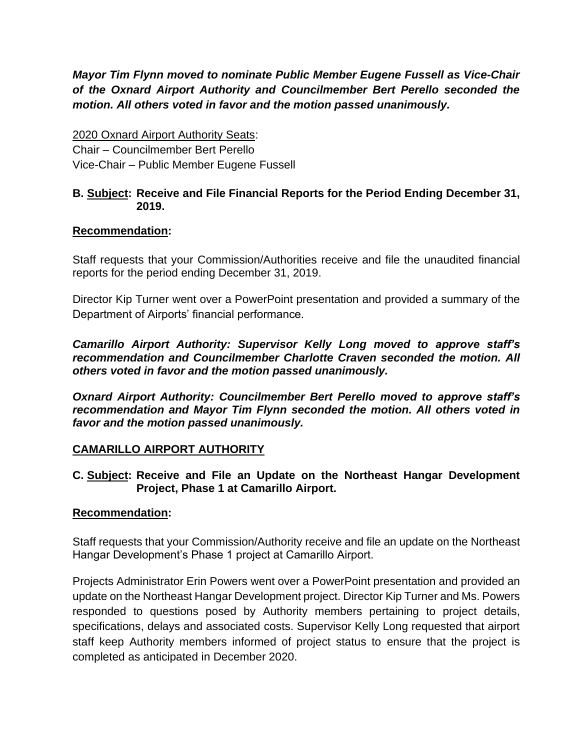***Mayor Tim Flynn moved to nominate Public Member Eugene Fussell as Vice-Chair of the Oxnard Airport Authority and Councilmember Bert Perello seconded the motion. All others voted in favor and the motion passed unanimously.***

2020 Oxnard Airport Authority Seats:
Chair – Councilmember Bert Perello
Vice-Chair – Public Member Eugene Fussell

**B. Subject: Receive and File Financial Reports for the Period Ending December 31, 2019.**

**Recommendation:**

Staff requests that your Commission/Authorities receive and file the unaudited financial reports for the period ending December 31, 2019.

Director Kip Turner went over a PowerPoint presentation and provided a summary of the Department of Airports' financial performance.

***Camarillo Airport Authority: Supervisor Kelly Long moved to approve staff's recommendation and Councilmember Charlotte Craven seconded the motion. All others voted in favor and the motion passed unanimously.***

***Oxnard Airport Authority: Councilmember Bert Perello moved to approve staff's recommendation and Mayor Tim Flynn seconded the motion. All others voted in favor and the motion passed unanimously.***

## CAMARILLO AIRPORT AUTHORITY

**C. Subject: Receive and File an Update on the Northeast Hangar Development Project, Phase 1 at Camarillo Airport.**

**Recommendation:**

Staff requests that your Commission/Authority receive and file an update on the Northeast Hangar Development's Phase 1 project at Camarillo Airport.

Projects Administrator Erin Powers went over a PowerPoint presentation and provided an update on the Northeast Hangar Development project. Director Kip Turner and Ms. Powers responded to questions posed by Authority members pertaining to project details, specifications, delays and associated costs. Supervisor Kelly Long requested that airport staff keep Authority members informed of project status to ensure that the project is completed as anticipated in December 2020.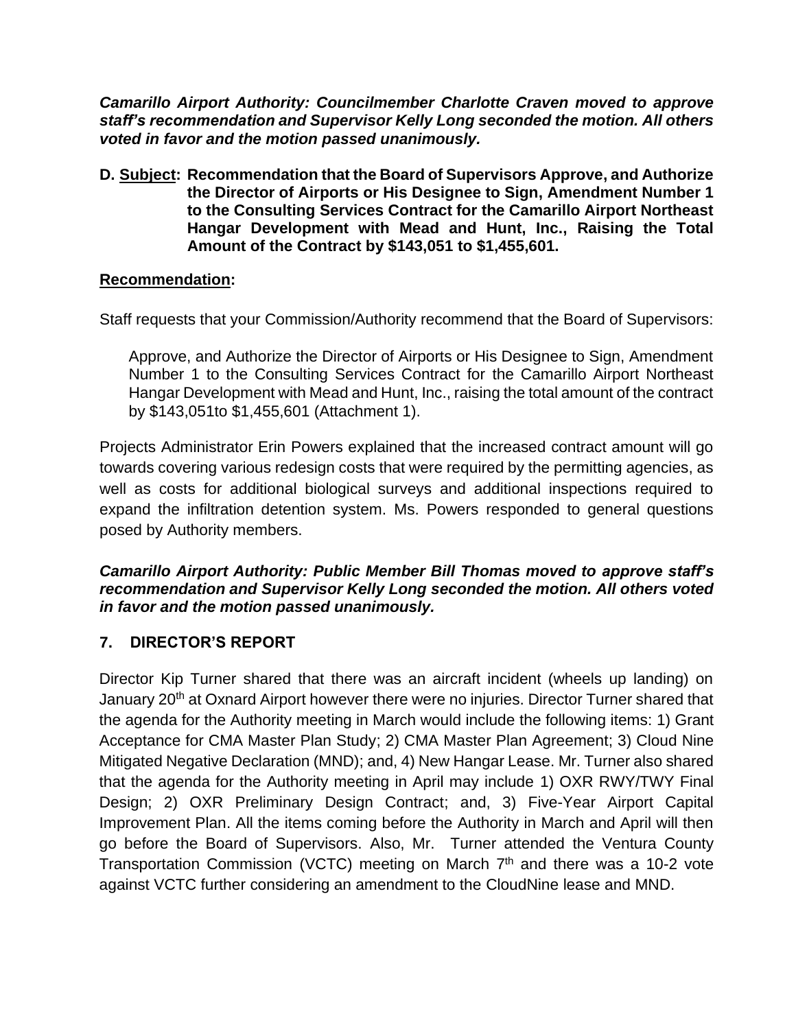***Camarillo Airport Authority: Councilmember Charlotte Craven moved to approve staff's recommendation and Supervisor Kelly Long seconded the motion. All others voted in favor and the motion passed unanimously.***

**D. <u>Subject</u>: Recommendation that the Board of Supervisors Approve, and Authorize the Director of Airports or His Designee to Sign, Amendment Number 1 to the Consulting Services Contract for the Camarillo Airport Northeast Hangar Development with Mead and Hunt, Inc., Raising the Total Amount of the Contract by $143,051 to $1,455,601.**

**<u>Recommendation</u>:**

Staff requests that your Commission/Authority recommend that the Board of Supervisors:

> Approve, and Authorize the Director of Airports or His Designee to Sign, Amendment Number 1 to the Consulting Services Contract for the Camarillo Airport Northeast Hangar Development with Mead and Hunt, Inc., raising the total amount of the contract by $143,051to $1,455,601 (Attachment 1).

Projects Administrator Erin Powers explained that the increased contract amount will go towards covering various redesign costs that were required by the permitting agencies, as well as costs for additional biological surveys and additional inspections required to expand the infiltration detention system. Ms. Powers responded to general questions posed by Authority members.

***Camarillo Airport Authority: Public Member Bill Thomas moved to approve staff's recommendation and Supervisor Kelly Long seconded the motion. All others voted in favor and the motion passed unanimously.***

## 7. DIRECTOR'S REPORT

Director Kip Turner shared that there was an aircraft incident (wheels up landing) on January 20th at Oxnard Airport however there were no injuries. Director Turner shared that the agenda for the Authority meeting in March would include the following items: 1) Grant Acceptance for CMA Master Plan Study; 2) CMA Master Plan Agreement; 3) Cloud Nine Mitigated Negative Declaration (MND); and, 4) New Hangar Lease. Mr. Turner also shared that the agenda for the Authority meeting in April may include 1) OXR RWY/TWY Final Design; 2) OXR Preliminary Design Contract; and, 3) Five-Year Airport Capital Improvement Plan. All the items coming before the Authority in March and April will then go before the Board of Supervisors. Also, Mr. Turner attended the Ventura County Transportation Commission (VCTC) meeting on March 7th and there was a 10-2 vote against VCTC further considering an amendment to the CloudNine lease and MND.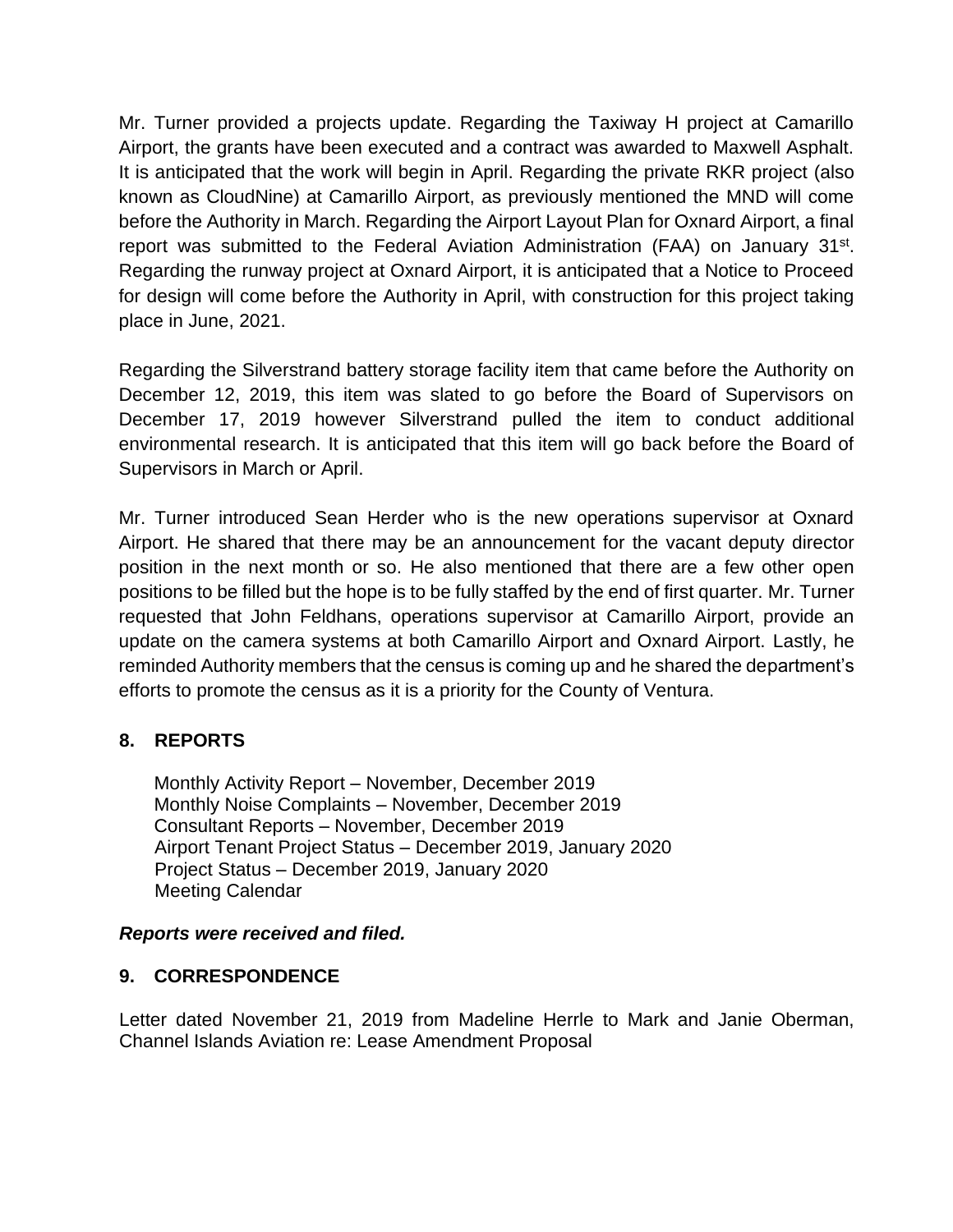Mr. Turner provided a projects update. Regarding the Taxiway H project at Camarillo Airport, the grants have been executed and a contract was awarded to Maxwell Asphalt. It is anticipated that the work will begin in April. Regarding the private RKR project (also known as CloudNine) at Camarillo Airport, as previously mentioned the MND will come before the Authority in March. Regarding the Airport Layout Plan for Oxnard Airport, a final report was submitted to the Federal Aviation Administration (FAA) on January 31st. Regarding the runway project at Oxnard Airport, it is anticipated that a Notice to Proceed for design will come before the Authority in April, with construction for this project taking place in June, 2021.

Regarding the Silverstrand battery storage facility item that came before the Authority on December 12, 2019, this item was slated to go before the Board of Supervisors on December 17, 2019 however Silverstrand pulled the item to conduct additional environmental research. It is anticipated that this item will go back before the Board of Supervisors in March or April.

Mr. Turner introduced Sean Herder who is the new operations supervisor at Oxnard Airport. He shared that there may be an announcement for the vacant deputy director position in the next month or so. He also mentioned that there are a few other open positions to be filled but the hope is to be fully staffed by the end of first quarter. Mr. Turner requested that John Feldhans, operations supervisor at Camarillo Airport, provide an update on the camera systems at both Camarillo Airport and Oxnard Airport. Lastly, he reminded Authority members that the census is coming up and he shared the department's efforts to promote the census as it is a priority for the County of Ventura.

## 8. REPORTS

Monthly Activity Report – November, December 2019
Monthly Noise Complaints – November, December 2019
Consultant Reports – November, December 2019
Airport Tenant Project Status – December 2019, January 2020
Project Status – December 2019, January 2020
Meeting Calendar

***Reports were received and filed.***

## 9. CORRESPONDENCE

Letter dated November 21, 2019 from Madeline Herrle to Mark and Janie Oberman, Channel Islands Aviation re: Lease Amendment Proposal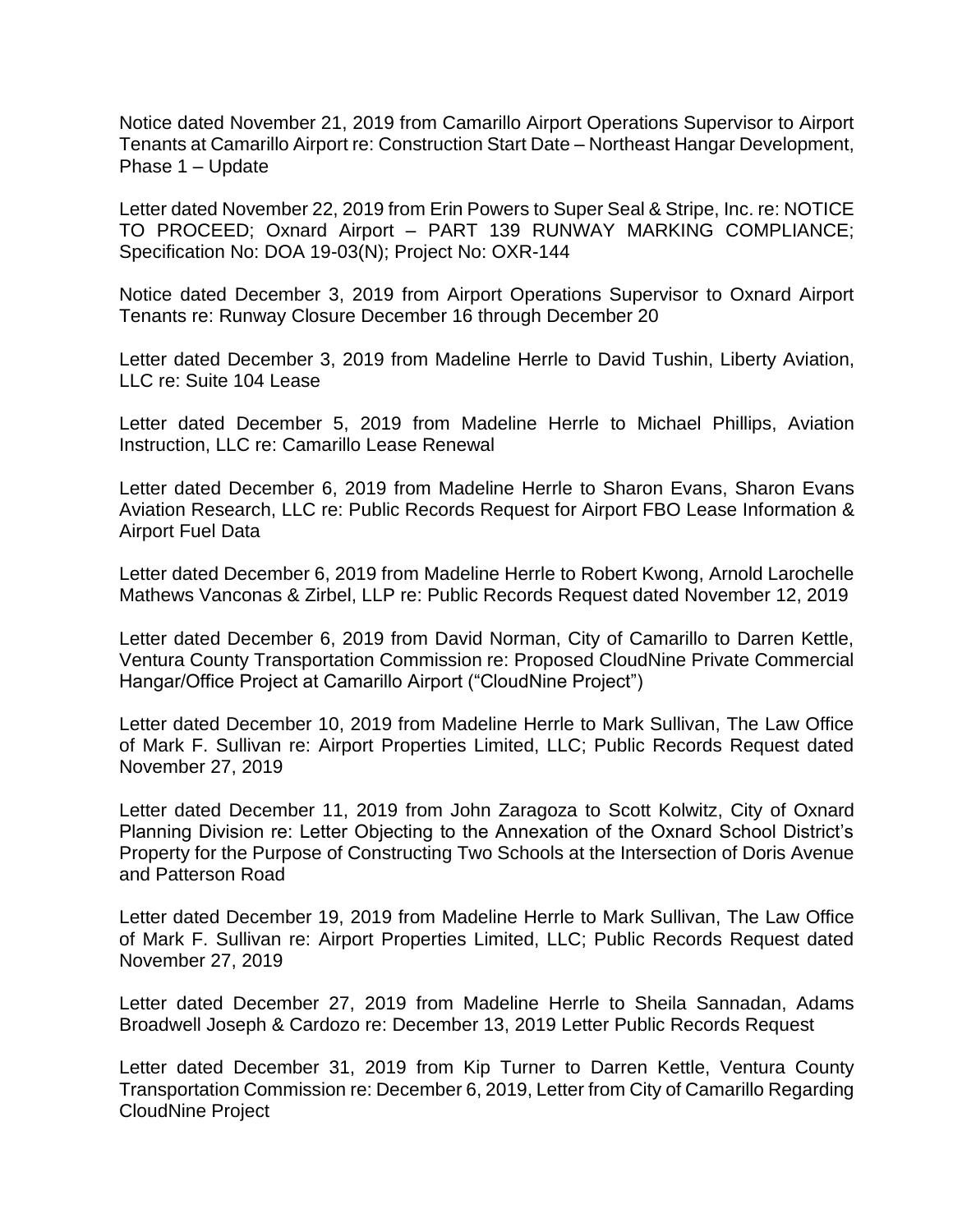Notice dated November 21, 2019 from Camarillo Airport Operations Supervisor to Airport Tenants at Camarillo Airport re: Construction Start Date – Northeast Hangar Development, Phase 1 – Update

Letter dated November 22, 2019 from Erin Powers to Super Seal & Stripe, Inc. re: NOTICE TO PROCEED; Oxnard Airport – PART 139 RUNWAY MARKING COMPLIANCE; Specification No: DOA 19-03(N); Project No: OXR-144

Notice dated December 3, 2019 from Airport Operations Supervisor to Oxnard Airport Tenants re: Runway Closure December 16 through December 20

Letter dated December 3, 2019 from Madeline Herrle to David Tushin, Liberty Aviation, LLC re: Suite 104 Lease

Letter dated December 5, 2019 from Madeline Herrle to Michael Phillips, Aviation Instruction, LLC re: Camarillo Lease Renewal

Letter dated December 6, 2019 from Madeline Herrle to Sharon Evans, Sharon Evans Aviation Research, LLC re: Public Records Request for Airport FBO Lease Information & Airport Fuel Data

Letter dated December 6, 2019 from Madeline Herrle to Robert Kwong, Arnold Larochelle Mathews Vanconas & Zirbel, LLP re: Public Records Request dated November 12, 2019

Letter dated December 6, 2019 from David Norman, City of Camarillo to Darren Kettle, Ventura County Transportation Commission re: Proposed CloudNine Private Commercial Hangar/Office Project at Camarillo Airport ("CloudNine Project")

Letter dated December 10, 2019 from Madeline Herrle to Mark Sullivan, The Law Office of Mark F. Sullivan re: Airport Properties Limited, LLC; Public Records Request dated November 27, 2019

Letter dated December 11, 2019 from John Zaragoza to Scott Kolwitz, City of Oxnard Planning Division re: Letter Objecting to the Annexation of the Oxnard School District's Property for the Purpose of Constructing Two Schools at the Intersection of Doris Avenue and Patterson Road

Letter dated December 19, 2019 from Madeline Herrle to Mark Sullivan, The Law Office of Mark F. Sullivan re: Airport Properties Limited, LLC; Public Records Request dated November 27, 2019

Letter dated December 27, 2019 from Madeline Herrle to Sheila Sannadan, Adams Broadwell Joseph & Cardozo re: December 13, 2019 Letter Public Records Request

Letter dated December 31, 2019 from Kip Turner to Darren Kettle, Ventura County Transportation Commission re: December 6, 2019, Letter from City of Camarillo Regarding CloudNine Project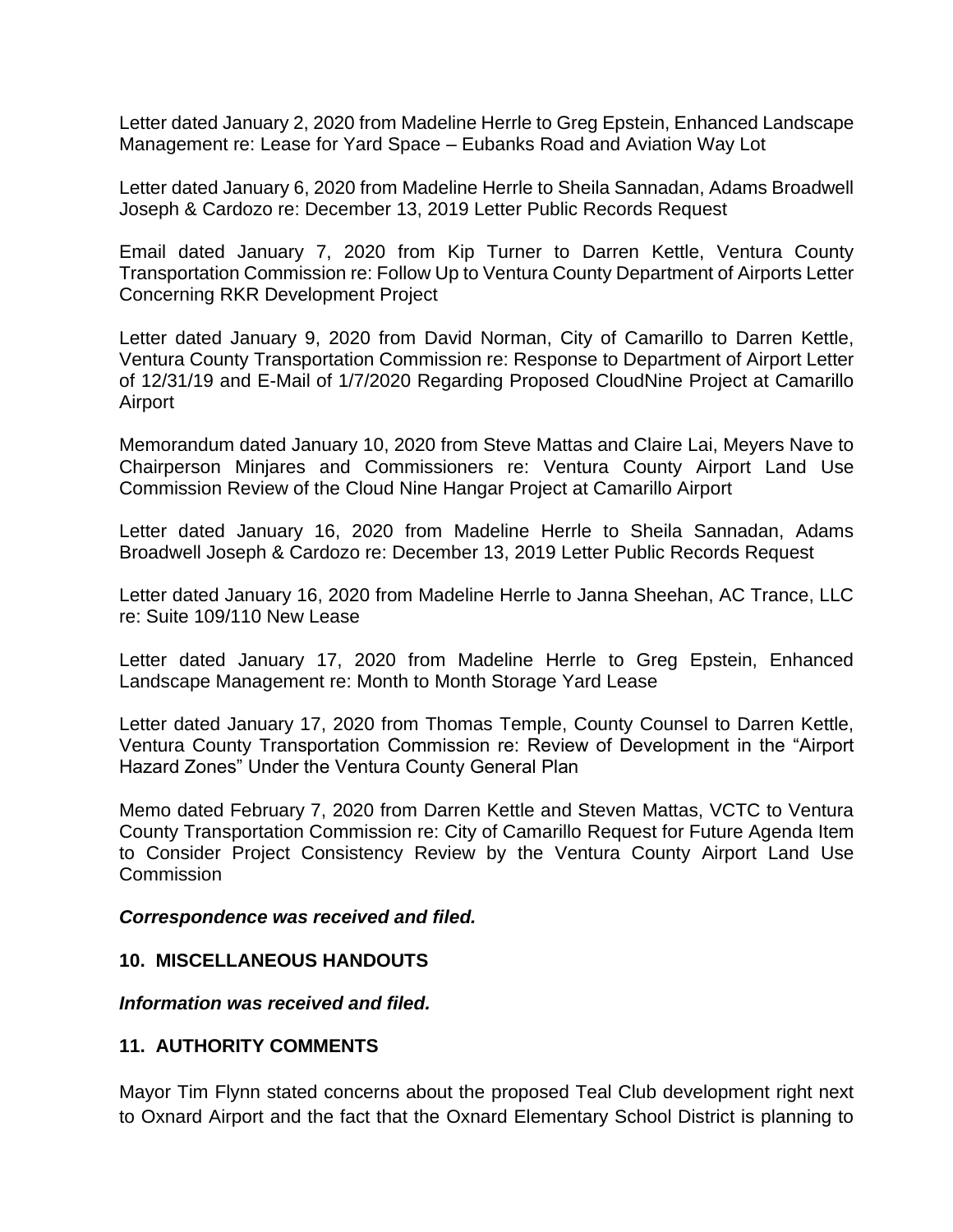Letter dated January 2, 2020 from Madeline Herrle to Greg Epstein, Enhanced Landscape Management re: Lease for Yard Space – Eubanks Road and Aviation Way Lot

Letter dated January 6, 2020 from Madeline Herrle to Sheila Sannadan, Adams Broadwell Joseph & Cardozo re: December 13, 2019 Letter Public Records Request

Email dated January 7, 2020 from Kip Turner to Darren Kettle, Ventura County Transportation Commission re: Follow Up to Ventura County Department of Airports Letter Concerning RKR Development Project

Letter dated January 9, 2020 from David Norman, City of Camarillo to Darren Kettle, Ventura County Transportation Commission re: Response to Department of Airport Letter of 12/31/19 and E-Mail of 1/7/2020 Regarding Proposed CloudNine Project at Camarillo Airport

Memorandum dated January 10, 2020 from Steve Mattas and Claire Lai, Meyers Nave to Chairperson Minjares and Commissioners re: Ventura County Airport Land Use Commission Review of the Cloud Nine Hangar Project at Camarillo Airport

Letter dated January 16, 2020 from Madeline Herrle to Sheila Sannadan, Adams Broadwell Joseph & Cardozo re: December 13, 2019 Letter Public Records Request

Letter dated January 16, 2020 from Madeline Herrle to Janna Sheehan, AC Trance, LLC re: Suite 109/110 New Lease

Letter dated January 17, 2020 from Madeline Herrle to Greg Epstein, Enhanced Landscape Management re: Month to Month Storage Yard Lease

Letter dated January 17, 2020 from Thomas Temple, County Counsel to Darren Kettle, Ventura County Transportation Commission re: Review of Development in the “Airport Hazard Zones” Under the Ventura County General Plan

Memo dated February 7, 2020 from Darren Kettle and Steven Mattas, VCTC to Ventura County Transportation Commission re: City of Camarillo Request for Future Agenda Item to Consider Project Consistency Review by the Ventura County Airport Land Use Commission

***Correspondence was received and filed.***

**10. MISCELLANEOUS HANDOUTS**

***Information was received and filed.***

**11. AUTHORITY COMMENTS**

Mayor Tim Flynn stated concerns about the proposed Teal Club development right next to Oxnard Airport and the fact that the Oxnard Elementary School District is planning to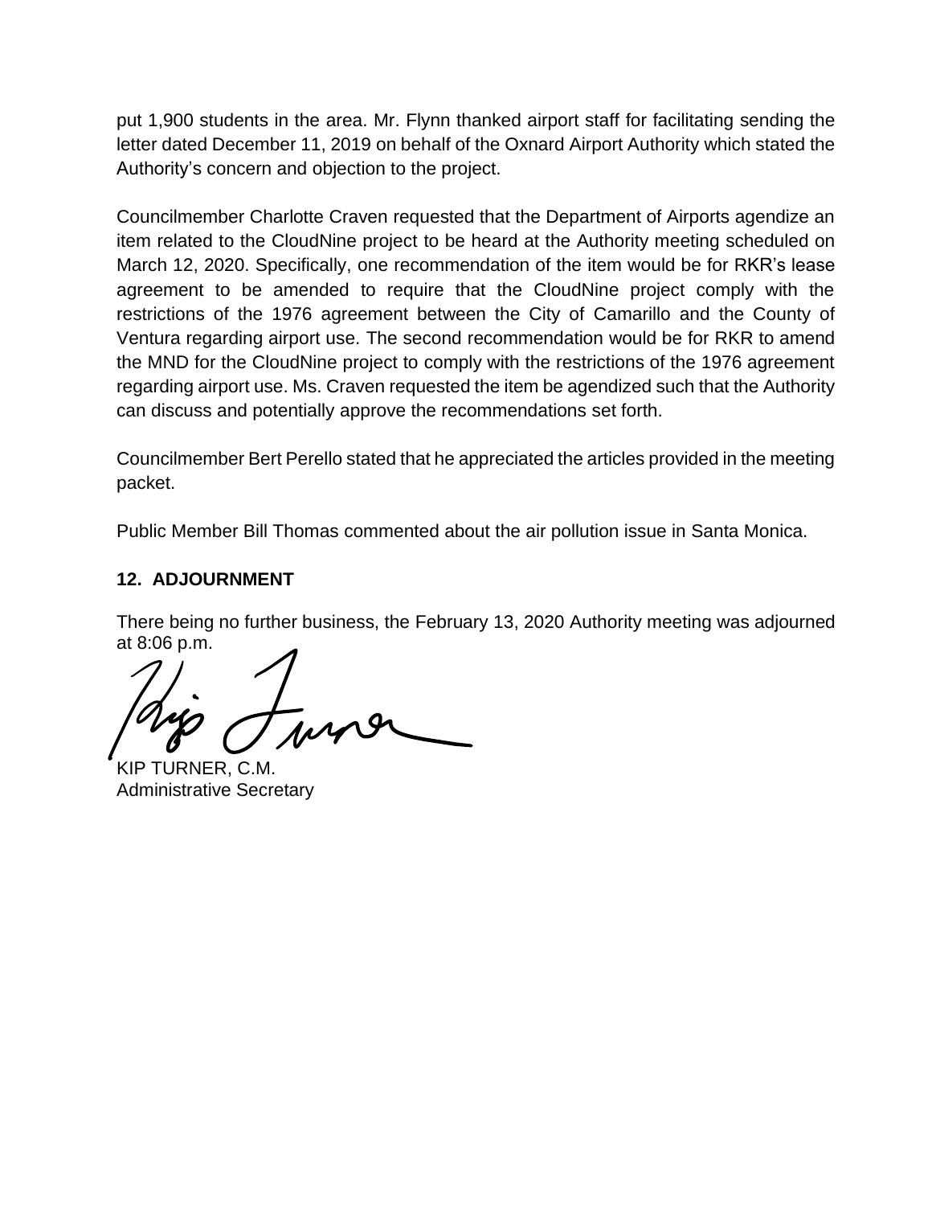put 1,900 students in the area. Mr. Flynn thanked airport staff for facilitating sending the letter dated December 11, 2019 on behalf of the Oxnard Airport Authority which stated the Authority's concern and objection to the project.

Councilmember Charlotte Craven requested that the Department of Airports agendize an item related to the CloudNine project to be heard at the Authority meeting scheduled on March 12, 2020. Specifically, one recommendation of the item would be for RKR's lease agreement to be amended to require that the CloudNine project comply with the restrictions of the 1976 agreement between the City of Camarillo and the County of Ventura regarding airport use. The second recommendation would be for RKR to amend the MND for the CloudNine project to comply with the restrictions of the 1976 agreement regarding airport use. Ms. Craven requested the item be agendized such that the Authority can discuss and potentially approve the recommendations set forth.

Councilmember Bert Perello stated that he appreciated the articles provided in the meeting packet.

Public Member Bill Thomas commented about the air pollution issue in Santa Monica.

**12. ADJOURNMENT**

There being no further business, the February 13, 2020 Authority meeting was adjourned at 8:06 p.m.

KIP TURNER, C.M.
Administrative Secretary